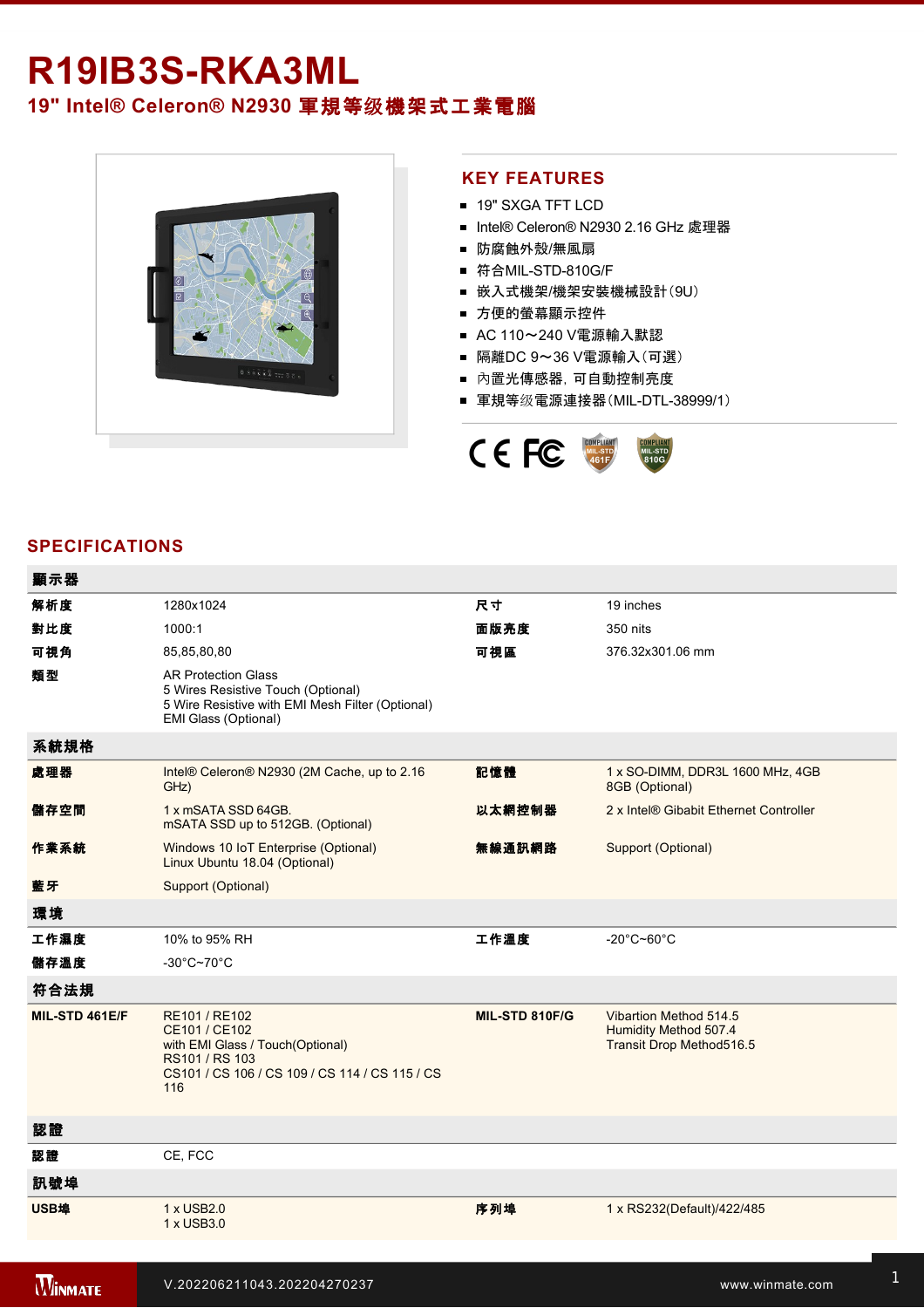# R19IB3S-RKA3ML

## 19" Intel® Celeron® N2930 軍規等级機架式工業電腦

## KEY FEATURES

- 19" SXGA TFT LCD
- Intel® Celeron® N2930 2.16 GHz 處理器
- 防腐蝕外殼/無風扇
- 符合MIL-STD-810G/F
- 嵌入式機架/機架安裝機械設計(9U)
- 方便的螢幕顯示控件
- AC 110～240 V電源輸入默認
- 隔離DC 9～36 V電源輸入(可選)
- 內置光傳感器，可自動控制亮度
- 軍規等级電源連接器(MIL-DTL-38999/1)

## SPECIFICATIONS

| 顯示器 | | | |
|---|---|---|---|
| 解析度 | 1280x1024 | 尺寸 | 19 inches |
| 對比度 | 1000:1 | 面版亮度 | 350 nits |
| 可視角 | 85,85,80,80 | 可視區 | 376.32x301.06 mm |
| 類型 | AR Protection Glass<br>5 Wires Resistive Touch (Optional)<br>5 Wire Resistive with EMI Mesh Filter (Optional)<br>EMI Glass (Optional) | | |
| **系統規格** | | | |
| 處理器 | Intel® Celeron® N2930 (2M Cache, up to 2.16 GHz) | 記憶體 | 1 x SO-DIMM, DDR3L 1600 MHz, 4GB<br>8GB (Optional) |
| 儲存空間 | 1 x mSATA SSD 64GB.<br>mSATA SSD up to 512GB. (Optional) | 以太網控制器 | 2 x Intel® Gibabit Ethernet Controller |
| 作業系統 | Windows 10 IoT Enterprise (Optional)<br>Linux Ubuntu 18.04 (Optional) | 無線通訊網路 | Support (Optional) |
| 藍牙 | Support (Optional) | | |
| **環境** | | | |
| 工作濕度 | 10% to 95% RH | 工作溫度 | -20°C~60°C |
| 儲存溫度 | -30°C~70°C | | |
| **符合法規** | | | |
| MIL-STD 461E/F | RE101 / RE102<br>CE101 / CE102<br>with EMI Glass / Touch(Optional)<br>RS101 / RS 103<br>CS101 / CS 106 / CS 109 / CS 114 / CS 115 / CS 116 | MIL-STD 810F/G | Vibartion Method 514.5<br>Humidity Method 507.4<br>Transit Drop Method516.5 |
| **認證** | | | |
| 認證 | CE, FCC | | |
| **訊號埠** | | | |
| USB埠 | 1 x USB2.0<br>1 x USB3.0 | 序列埠 | 1 x RS232(Default)/422/485 |

V.202206211043.202204270237 www.winmate.com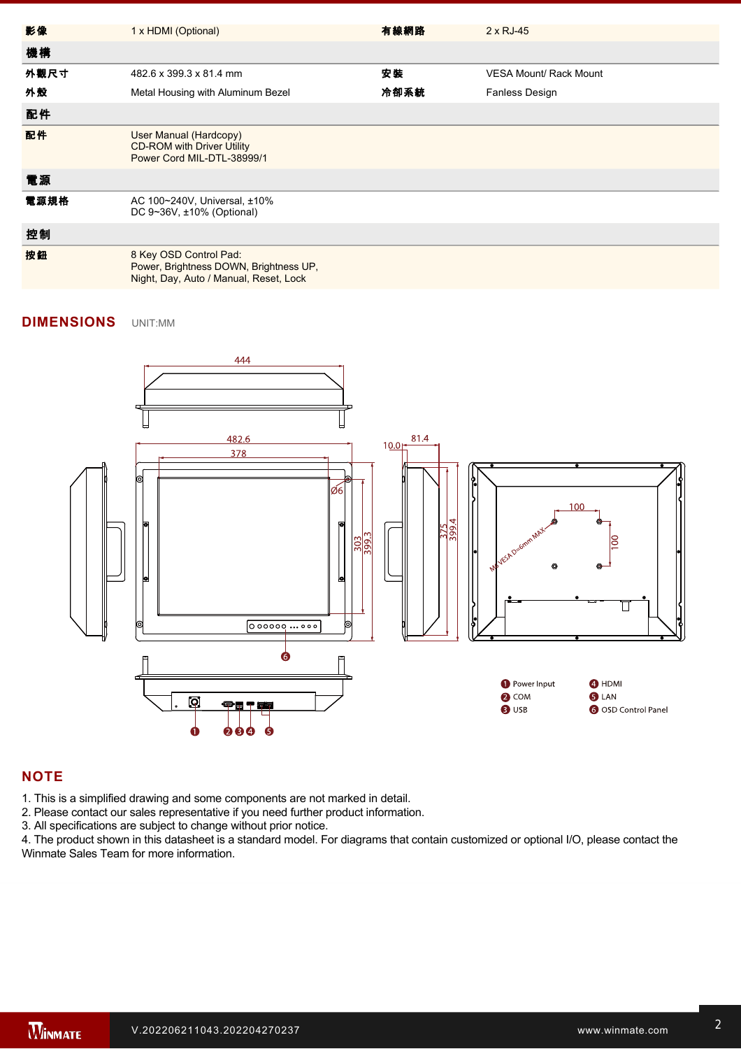| | | | |
|---|---|---|---|
| 影像 | 1 x HDMI (Optional) | 有線網路 | 2 x RJ-45 |
| **機構** | | | |
| 外觀尺寸 | 482.6 x 399.3 x 81.4 mm | 安裝 | VESA Mount/ Rack Mount |
| 外殼 | Metal Housing with Aluminum Bezel | 冷卻系統 | Fanless Design |
| **配件** | | | |
| 配件 | User Manual (Hardcopy)<br>CD-ROM with Driver Utility<br>Power Cord MIL-DTL-38999/1 | | |
| **電源** | | | |
| 電源規格 | AC 100~240V, Universal, ±10%<br>DC 9~36V, ±10% (Optional) | | |
| **控制** | | | |
| 按鈕 | 8 Key OSD Control Pad:<br>Power, Brightness DOWN, Brightness UP,<br>Night, Day, Auto / Manual, Reset, Lock | | |

## DIMENSIONS

UNIT:MM

444

482.6

378

Ø6

303

399.3

10.0

81.4

375

399.4

100

100

M4 VESA D=6mm MAX

1 Power Input
2 COM
3 USB
4 HDMI
5 LAN
6 OSD Control Panel

## NOTE

1. This is a simplified drawing and some components are not marked in detail.
2. Please contact our sales representative if you need further product information.
3. All specifications are subject to change without prior notice.
4. The product shown in this datasheet is a standard model. For diagrams that contain customized or optional I/O, please contact the Winmate Sales Team for more information.